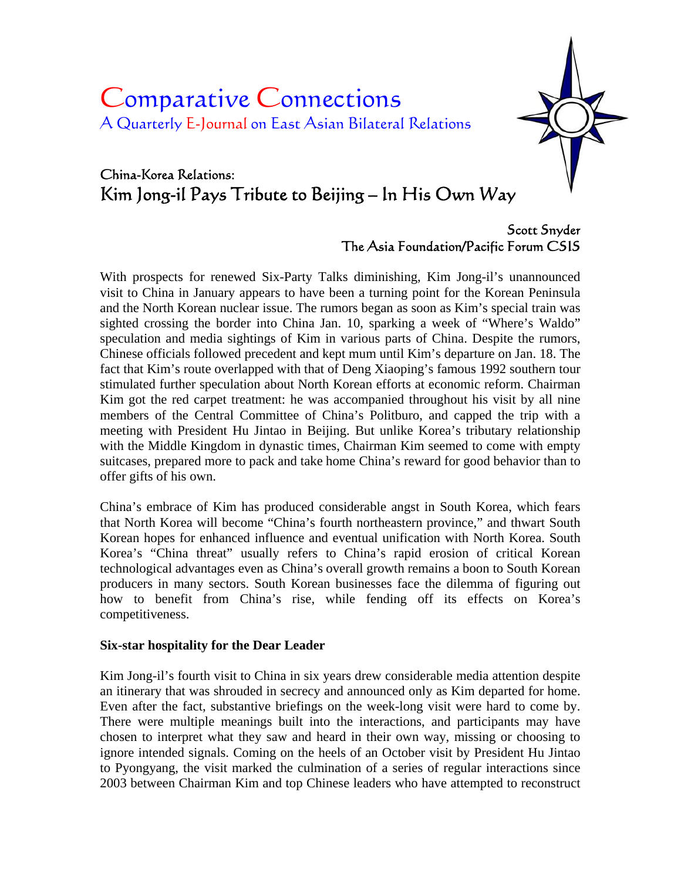# Comparative Connections

A Quarterly E-Journal on East Asian Bilateral Relations

## China-Korea Relations:
## Kim Jong-il Pays Tribute to Beijing – In His Own Way

Scott Snyder
The Asia Foundation/Pacific Forum CSIS

With prospects for renewed Six-Party Talks diminishing, Kim Jong-il's unannounced visit to China in January appears to have been a turning point for the Korean Peninsula and the North Korean nuclear issue. The rumors began as soon as Kim's special train was sighted crossing the border into China Jan. 10, sparking a week of "Where's Waldo" speculation and media sightings of Kim in various parts of China. Despite the rumors, Chinese officials followed precedent and kept mum until Kim's departure on Jan. 18. The fact that Kim's route overlapped with that of Deng Xiaoping's famous 1992 southern tour stimulated further speculation about North Korean efforts at economic reform. Chairman Kim got the red carpet treatment: he was accompanied throughout his visit by all nine members of the Central Committee of China's Politburo, and capped the trip with a meeting with President Hu Jintao in Beijing. But unlike Korea's tributary relationship with the Middle Kingdom in dynastic times, Chairman Kim seemed to come with empty suitcases, prepared more to pack and take home China's reward for good behavior than to offer gifts of his own.

China's embrace of Kim has produced considerable angst in South Korea, which fears that North Korea will become "China's fourth northeastern province," and thwart South Korean hopes for enhanced influence and eventual unification with North Korea. South Korea's "China threat" usually refers to China's rapid erosion of critical Korean technological advantages even as China's overall growth remains a boon to South Korean producers in many sectors. South Korean businesses face the dilemma of figuring out how to benefit from China's rise, while fending off its effects on Korea's competitiveness.

**Six-star hospitality for the Dear Leader**

Kim Jong-il's fourth visit to China in six years drew considerable media attention despite an itinerary that was shrouded in secrecy and announced only as Kim departed for home. Even after the fact, substantive briefings on the week-long visit were hard to come by. There were multiple meanings built into the interactions, and participants may have chosen to interpret what they saw and heard in their own way, missing or choosing to ignore intended signals. Coming on the heels of an October visit by President Hu Jintao to Pyongyang, the visit marked the culmination of a series of regular interactions since 2003 between Chairman Kim and top Chinese leaders who have attempted to reconstruct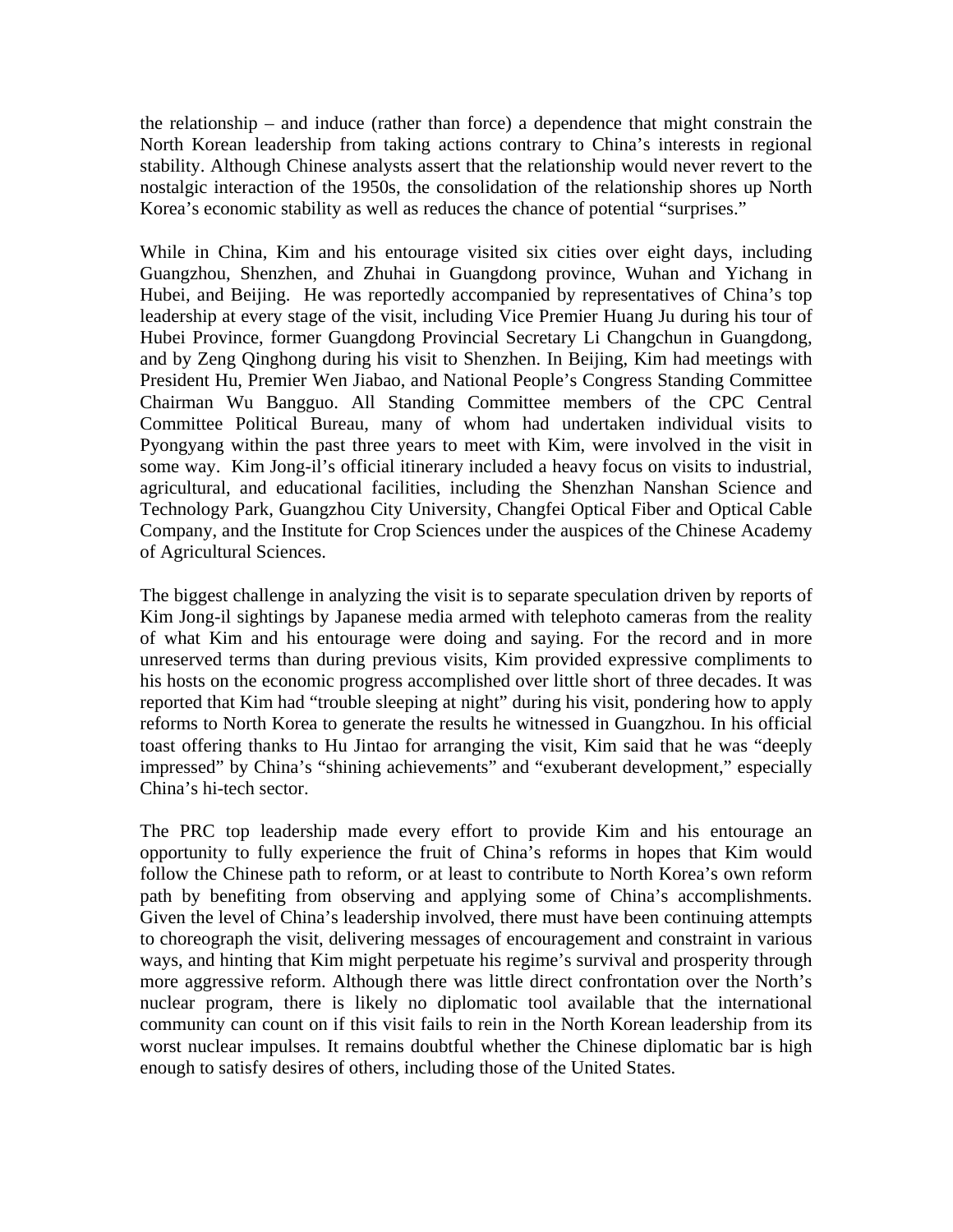the relationship – and induce (rather than force) a dependence that might constrain the North Korean leadership from taking actions contrary to China's interests in regional stability. Although Chinese analysts assert that the relationship would never revert to the nostalgic interaction of the 1950s, the consolidation of the relationship shores up North Korea's economic stability as well as reduces the chance of potential "surprises."

While in China, Kim and his entourage visited six cities over eight days, including Guangzhou, Shenzhen, and Zhuhai in Guangdong province, Wuhan and Yichang in Hubei, and Beijing. He was reportedly accompanied by representatives of China's top leadership at every stage of the visit, including Vice Premier Huang Ju during his tour of Hubei Province, former Guangdong Provincial Secretary Li Changchun in Guangdong, and by Zeng Qinghong during his visit to Shenzhen. In Beijing, Kim had meetings with President Hu, Premier Wen Jiabao, and National People's Congress Standing Committee Chairman Wu Bangguo. All Standing Committee members of the CPC Central Committee Political Bureau, many of whom had undertaken individual visits to Pyongyang within the past three years to meet with Kim, were involved in the visit in some way. Kim Jong-il's official itinerary included a heavy focus on visits to industrial, agricultural, and educational facilities, including the Shenzhan Nanshan Science and Technology Park, Guangzhou City University, Changfei Optical Fiber and Optical Cable Company, and the Institute for Crop Sciences under the auspices of the Chinese Academy of Agricultural Sciences.

The biggest challenge in analyzing the visit is to separate speculation driven by reports of Kim Jong-il sightings by Japanese media armed with telephoto cameras from the reality of what Kim and his entourage were doing and saying. For the record and in more unreserved terms than during previous visits, Kim provided expressive compliments to his hosts on the economic progress accomplished over little short of three decades. It was reported that Kim had "trouble sleeping at night" during his visit, pondering how to apply reforms to North Korea to generate the results he witnessed in Guangzhou. In his official toast offering thanks to Hu Jintao for arranging the visit, Kim said that he was "deeply impressed" by China's "shining achievements" and "exuberant development," especially China's hi-tech sector.

The PRC top leadership made every effort to provide Kim and his entourage an opportunity to fully experience the fruit of China's reforms in hopes that Kim would follow the Chinese path to reform, or at least to contribute to North Korea's own reform path by benefiting from observing and applying some of China's accomplishments. Given the level of China's leadership involved, there must have been continuing attempts to choreograph the visit, delivering messages of encouragement and constraint in various ways, and hinting that Kim might perpetuate his regime's survival and prosperity through more aggressive reform. Although there was little direct confrontation over the North's nuclear program, there is likely no diplomatic tool available that the international community can count on if this visit fails to rein in the North Korean leadership from its worst nuclear impulses. It remains doubtful whether the Chinese diplomatic bar is high enough to satisfy desires of others, including those of the United States.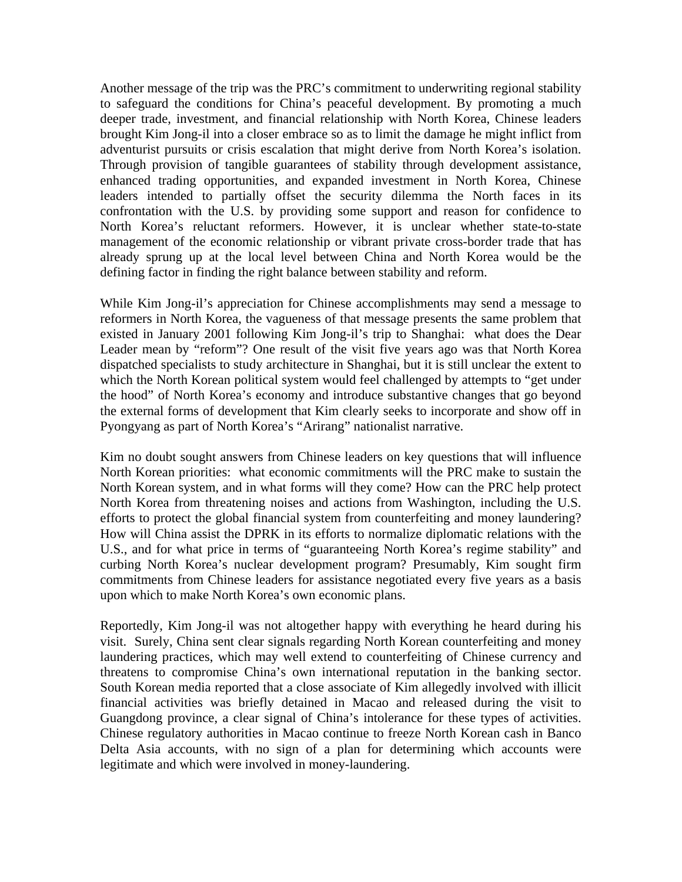Another message of the trip was the PRC's commitment to underwriting regional stability to safeguard the conditions for China's peaceful development. By promoting a much deeper trade, investment, and financial relationship with North Korea, Chinese leaders brought Kim Jong-il into a closer embrace so as to limit the damage he might inflict from adventurist pursuits or crisis escalation that might derive from North Korea's isolation. Through provision of tangible guarantees of stability through development assistance, enhanced trading opportunities, and expanded investment in North Korea, Chinese leaders intended to partially offset the security dilemma the North faces in its confrontation with the U.S. by providing some support and reason for confidence to North Korea's reluctant reformers. However, it is unclear whether state-to-state management of the economic relationship or vibrant private cross-border trade that has already sprung up at the local level between China and North Korea would be the defining factor in finding the right balance between stability and reform.

While Kim Jong-il's appreciation for Chinese accomplishments may send a message to reformers in North Korea, the vagueness of that message presents the same problem that existed in January 2001 following Kim Jong-il's trip to Shanghai: what does the Dear Leader mean by "reform"? One result of the visit five years ago was that North Korea dispatched specialists to study architecture in Shanghai, but it is still unclear the extent to which the North Korean political system would feel challenged by attempts to "get under the hood" of North Korea's economy and introduce substantive changes that go beyond the external forms of development that Kim clearly seeks to incorporate and show off in Pyongyang as part of North Korea's "Arirang" nationalist narrative.

Kim no doubt sought answers from Chinese leaders on key questions that will influence North Korean priorities: what economic commitments will the PRC make to sustain the North Korean system, and in what forms will they come? How can the PRC help protect North Korea from threatening noises and actions from Washington, including the U.S. efforts to protect the global financial system from counterfeiting and money laundering? How will China assist the DPRK in its efforts to normalize diplomatic relations with the U.S., and for what price in terms of "guaranteeing North Korea's regime stability" and curbing North Korea's nuclear development program? Presumably, Kim sought firm commitments from Chinese leaders for assistance negotiated every five years as a basis upon which to make North Korea's own economic plans.

Reportedly, Kim Jong-il was not altogether happy with everything he heard during his visit. Surely, China sent clear signals regarding North Korean counterfeiting and money laundering practices, which may well extend to counterfeiting of Chinese currency and threatens to compromise China's own international reputation in the banking sector. South Korean media reported that a close associate of Kim allegedly involved with illicit financial activities was briefly detained in Macao and released during the visit to Guangdong province, a clear signal of China's intolerance for these types of activities. Chinese regulatory authorities in Macao continue to freeze North Korean cash in Banco Delta Asia accounts, with no sign of a plan for determining which accounts were legitimate and which were involved in money-laundering.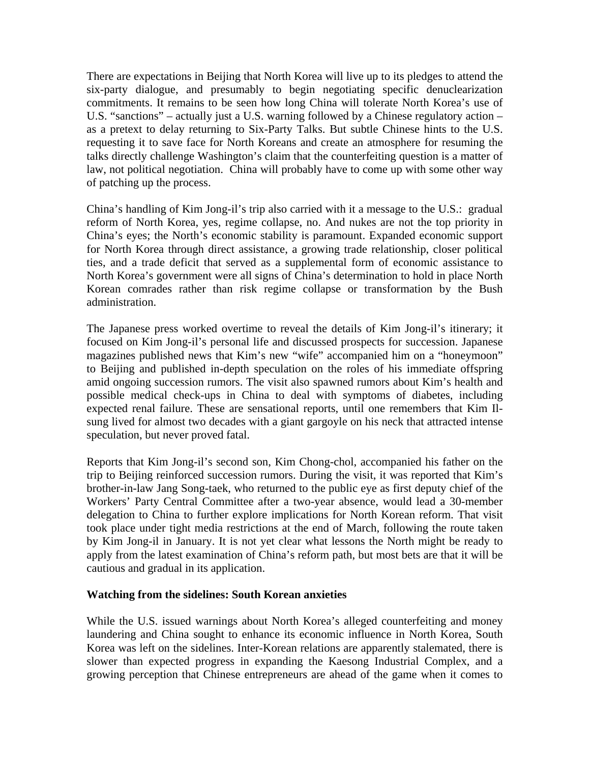There are expectations in Beijing that North Korea will live up to its pledges to attend the six-party dialogue, and presumably to begin negotiating specific denuclearization commitments. It remains to be seen how long China will tolerate North Korea's use of U.S. "sanctions" – actually just a U.S. warning followed by a Chinese regulatory action – as a pretext to delay returning to Six-Party Talks. But subtle Chinese hints to the U.S. requesting it to save face for North Koreans and create an atmosphere for resuming the talks directly challenge Washington's claim that the counterfeiting question is a matter of law, not political negotiation. China will probably have to come up with some other way of patching up the process.

China's handling of Kim Jong-il's trip also carried with it a message to the U.S.: gradual reform of North Korea, yes, regime collapse, no. And nukes are not the top priority in China's eyes; the North's economic stability is paramount. Expanded economic support for North Korea through direct assistance, a growing trade relationship, closer political ties, and a trade deficit that served as a supplemental form of economic assistance to North Korea's government were all signs of China's determination to hold in place North Korean comrades rather than risk regime collapse or transformation by the Bush administration.

The Japanese press worked overtime to reveal the details of Kim Jong-il's itinerary; it focused on Kim Jong-il's personal life and discussed prospects for succession. Japanese magazines published news that Kim's new "wife" accompanied him on a "honeymoon" to Beijing and published in-depth speculation on the roles of his immediate offspring amid ongoing succession rumors. The visit also spawned rumors about Kim's health and possible medical check-ups in China to deal with symptoms of diabetes, including expected renal failure. These are sensational reports, until one remembers that Kim Il-sung lived for almost two decades with a giant gargoyle on his neck that attracted intense speculation, but never proved fatal.

Reports that Kim Jong-il's second son, Kim Chong-chol, accompanied his father on the trip to Beijing reinforced succession rumors. During the visit, it was reported that Kim's brother-in-law Jang Song-taek, who returned to the public eye as first deputy chief of the Workers' Party Central Committee after a two-year absence, would lead a 30-member delegation to China to further explore implications for North Korean reform. That visit took place under tight media restrictions at the end of March, following the route taken by Kim Jong-il in January. It is not yet clear what lessons the North might be ready to apply from the latest examination of China's reform path, but most bets are that it will be cautious and gradual in its application.

**Watching from the sidelines: South Korean anxieties**

While the U.S. issued warnings about North Korea's alleged counterfeiting and money laundering and China sought to enhance its economic influence in North Korea, South Korea was left on the sidelines. Inter-Korean relations are apparently stalemated, there is slower than expected progress in expanding the Kaesong Industrial Complex, and a growing perception that Chinese entrepreneurs are ahead of the game when it comes to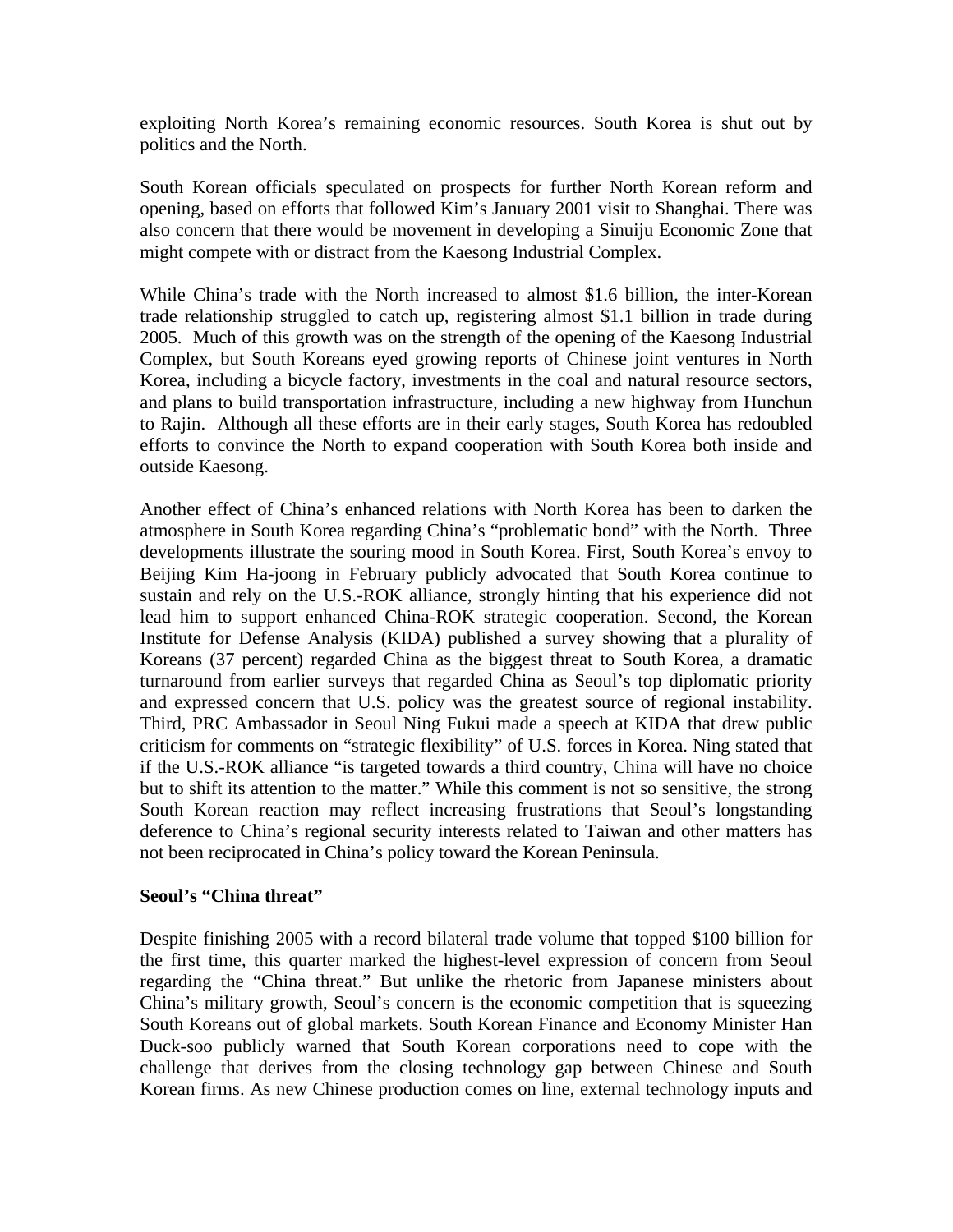exploiting North Korea's remaining economic resources. South Korea is shut out by politics and the North.

South Korean officials speculated on prospects for further North Korean reform and opening, based on efforts that followed Kim's January 2001 visit to Shanghai. There was also concern that there would be movement in developing a Sinuiju Economic Zone that might compete with or distract from the Kaesong Industrial Complex.

While China's trade with the North increased to almost \$1.6 billion, the inter-Korean trade relationship struggled to catch up, registering almost \$1.1 billion in trade during 2005. Much of this growth was on the strength of the opening of the Kaesong Industrial Complex, but South Koreans eyed growing reports of Chinese joint ventures in North Korea, including a bicycle factory, investments in the coal and natural resource sectors, and plans to build transportation infrastructure, including a new highway from Hunchun to Rajin. Although all these efforts are in their early stages, South Korea has redoubled efforts to convince the North to expand cooperation with South Korea both inside and outside Kaesong.

Another effect of China's enhanced relations with North Korea has been to darken the atmosphere in South Korea regarding China's "problematic bond" with the North. Three developments illustrate the souring mood in South Korea. First, South Korea's envoy to Beijing Kim Ha-joong in February publicly advocated that South Korea continue to sustain and rely on the U.S.-ROK alliance, strongly hinting that his experience did not lead him to support enhanced China-ROK strategic cooperation. Second, the Korean Institute for Defense Analysis (KIDA) published a survey showing that a plurality of Koreans (37 percent) regarded China as the biggest threat to South Korea, a dramatic turnaround from earlier surveys that regarded China as Seoul's top diplomatic priority and expressed concern that U.S. policy was the greatest source of regional instability. Third, PRC Ambassador in Seoul Ning Fukui made a speech at KIDA that drew public criticism for comments on "strategic flexibility" of U.S. forces in Korea. Ning stated that if the U.S.-ROK alliance "is targeted towards a third country, China will have no choice but to shift its attention to the matter." While this comment is not so sensitive, the strong South Korean reaction may reflect increasing frustrations that Seoul's longstanding deference to China's regional security interests related to Taiwan and other matters has not been reciprocated in China's policy toward the Korean Peninsula.

**Seoul's "China threat"**

Despite finishing 2005 with a record bilateral trade volume that topped \$100 billion for the first time, this quarter marked the highest-level expression of concern from Seoul regarding the "China threat." But unlike the rhetoric from Japanese ministers about China's military growth, Seoul's concern is the economic competition that is squeezing South Koreans out of global markets. South Korean Finance and Economy Minister Han Duck-soo publicly warned that South Korean corporations need to cope with the challenge that derives from the closing technology gap between Chinese and South Korean firms. As new Chinese production comes on line, external technology inputs and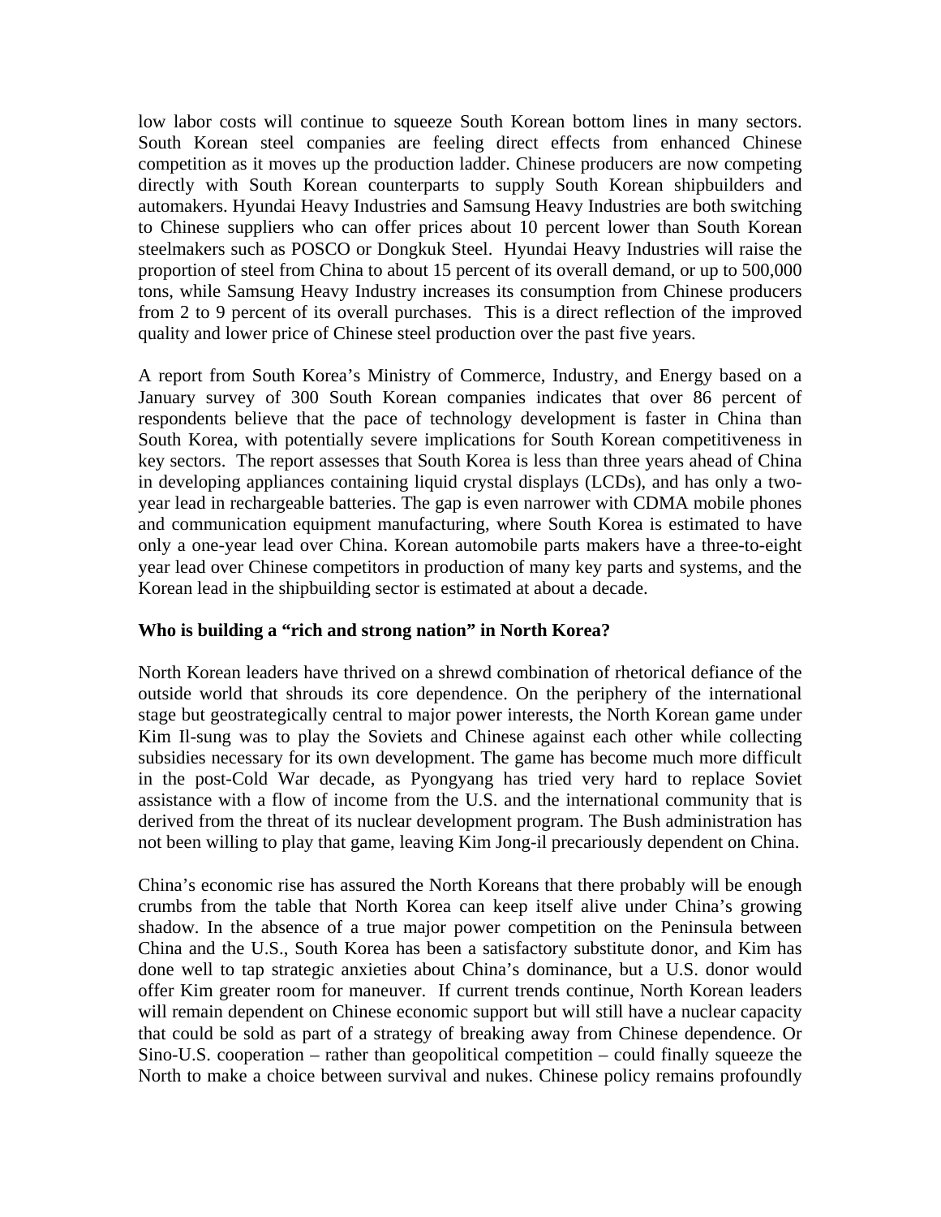low labor costs will continue to squeeze South Korean bottom lines in many sectors. South Korean steel companies are feeling direct effects from enhanced Chinese competition as it moves up the production ladder. Chinese producers are now competing directly with South Korean counterparts to supply South Korean shipbuilders and automakers. Hyundai Heavy Industries and Samsung Heavy Industries are both switching to Chinese suppliers who can offer prices about 10 percent lower than South Korean steelmakers such as POSCO or Dongkuk Steel. Hyundai Heavy Industries will raise the proportion of steel from China to about 15 percent of its overall demand, or up to 500,000 tons, while Samsung Heavy Industry increases its consumption from Chinese producers from 2 to 9 percent of its overall purchases. This is a direct reflection of the improved quality and lower price of Chinese steel production over the past five years.

A report from South Korea's Ministry of Commerce, Industry, and Energy based on a January survey of 300 South Korean companies indicates that over 86 percent of respondents believe that the pace of technology development is faster in China than South Korea, with potentially severe implications for South Korean competitiveness in key sectors. The report assesses that South Korea is less than three years ahead of China in developing appliances containing liquid crystal displays (LCDs), and has only a two-year lead in rechargeable batteries. The gap is even narrower with CDMA mobile phones and communication equipment manufacturing, where South Korea is estimated to have only a one-year lead over China. Korean automobile parts makers have a three-to-eight year lead over Chinese competitors in production of many key parts and systems, and the Korean lead in the shipbuilding sector is estimated at about a decade.

**Who is building a "rich and strong nation" in North Korea?**

North Korean leaders have thrived on a shrewd combination of rhetorical defiance of the outside world that shrouds its core dependence. On the periphery of the international stage but geostrategically central to major power interests, the North Korean game under Kim Il-sung was to play the Soviets and Chinese against each other while collecting subsidies necessary for its own development. The game has become much more difficult in the post-Cold War decade, as Pyongyang has tried very hard to replace Soviet assistance with a flow of income from the U.S. and the international community that is derived from the threat of its nuclear development program. The Bush administration has not been willing to play that game, leaving Kim Jong-il precariously dependent on China.

China's economic rise has assured the North Koreans that there probably will be enough crumbs from the table that North Korea can keep itself alive under China's growing shadow. In the absence of a true major power competition on the Peninsula between China and the U.S., South Korea has been a satisfactory substitute donor, and Kim has done well to tap strategic anxieties about China's dominance, but a U.S. donor would offer Kim greater room for maneuver. If current trends continue, North Korean leaders will remain dependent on Chinese economic support but will still have a nuclear capacity that could be sold as part of a strategy of breaking away from Chinese dependence. Or Sino-U.S. cooperation – rather than geopolitical competition – could finally squeeze the North to make a choice between survival and nukes. Chinese policy remains profoundly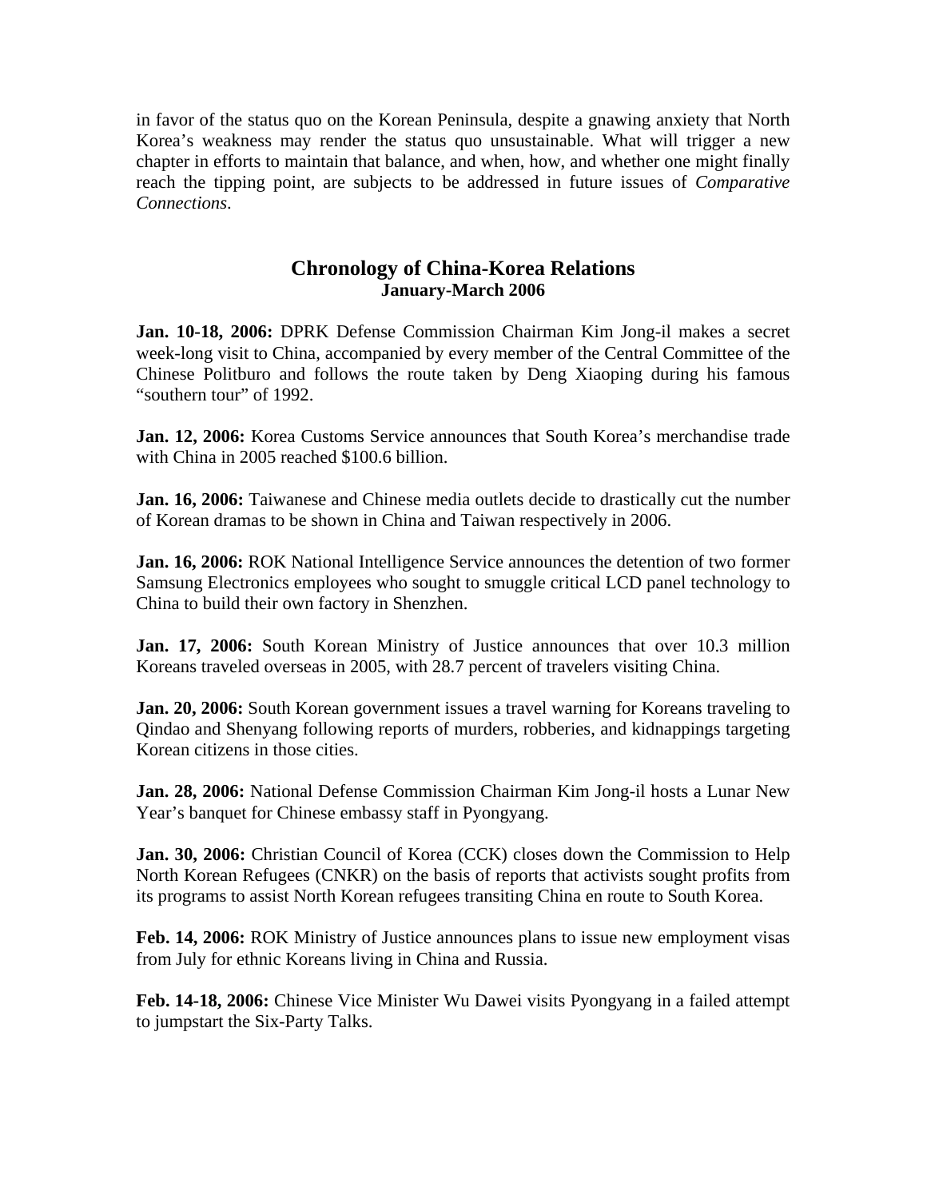in favor of the status quo on the Korean Peninsula, despite a gnawing anxiety that North Korea's weakness may render the status quo unsustainable. What will trigger a new chapter in efforts to maintain that balance, and when, how, and whether one might finally reach the tipping point, are subjects to be addressed in future issues of *Comparative Connections*.

## Chronology of China-Korea Relations
### January-March 2006

**Jan. 10-18, 2006:** DPRK Defense Commission Chairman Kim Jong-il makes a secret week-long visit to China, accompanied by every member of the Central Committee of the Chinese Politburo and follows the route taken by Deng Xiaoping during his famous "southern tour" of 1992.

**Jan. 12, 2006:** Korea Customs Service announces that South Korea's merchandise trade with China in 2005 reached \$100.6 billion.

**Jan. 16, 2006:** Taiwanese and Chinese media outlets decide to drastically cut the number of Korean dramas to be shown in China and Taiwan respectively in 2006.

**Jan. 16, 2006:** ROK National Intelligence Service announces the detention of two former Samsung Electronics employees who sought to smuggle critical LCD panel technology to China to build their own factory in Shenzhen.

**Jan. 17, 2006:** South Korean Ministry of Justice announces that over 10.3 million Koreans traveled overseas in 2005, with 28.7 percent of travelers visiting China.

**Jan. 20, 2006:** South Korean government issues a travel warning for Koreans traveling to Qindao and Shenyang following reports of murders, robberies, and kidnappings targeting Korean citizens in those cities.

**Jan. 28, 2006:** National Defense Commission Chairman Kim Jong-il hosts a Lunar New Year's banquet for Chinese embassy staff in Pyongyang.

**Jan. 30, 2006:** Christian Council of Korea (CCK) closes down the Commission to Help North Korean Refugees (CNKR) on the basis of reports that activists sought profits from its programs to assist North Korean refugees transiting China en route to South Korea.

**Feb. 14, 2006:** ROK Ministry of Justice announces plans to issue new employment visas from July for ethnic Koreans living in China and Russia.

**Feb. 14-18, 2006:** Chinese Vice Minister Wu Dawei visits Pyongyang in a failed attempt to jumpstart the Six-Party Talks.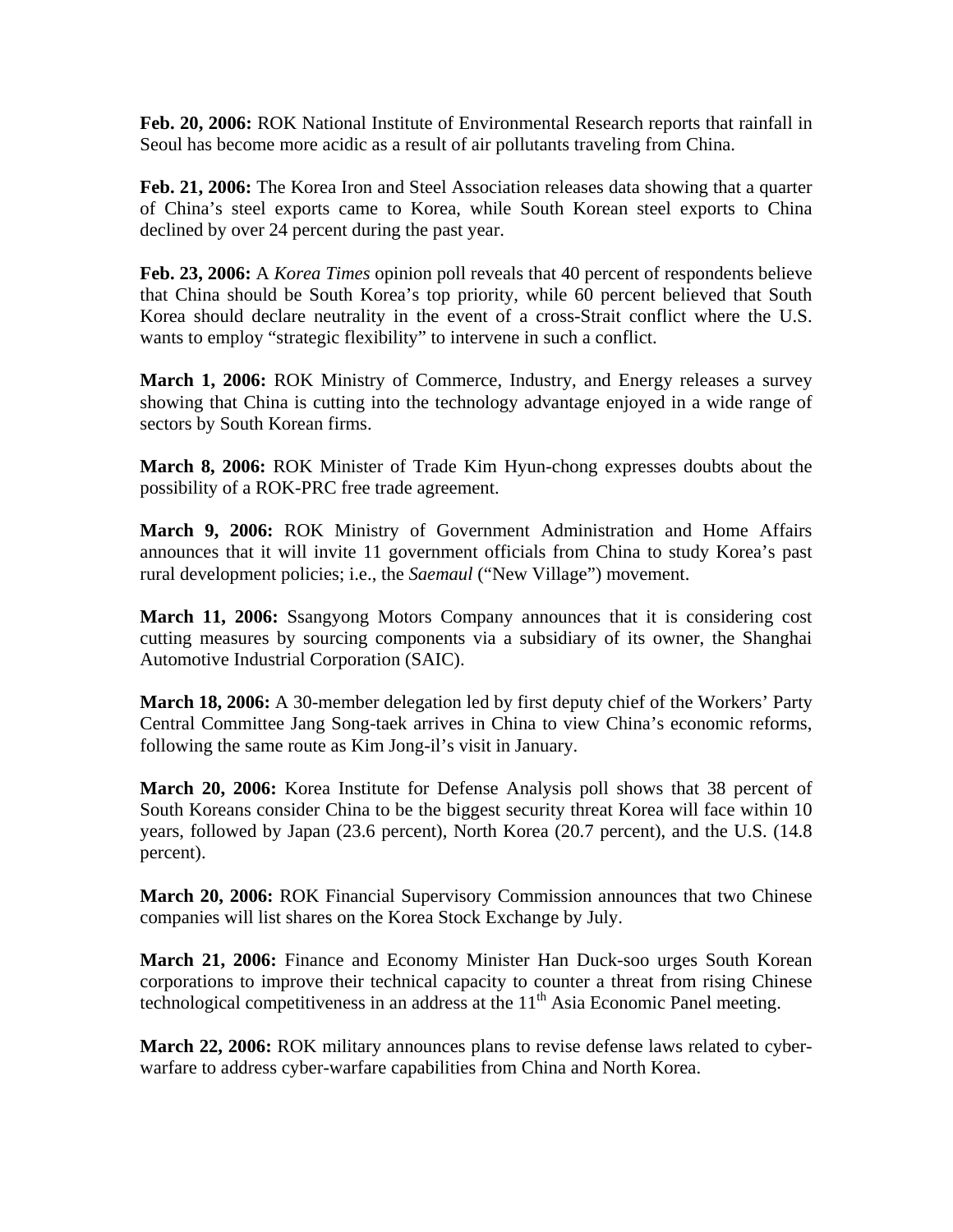**Feb. 20, 2006:** ROK National Institute of Environmental Research reports that rainfall in Seoul has become more acidic as a result of air pollutants traveling from China.

**Feb. 21, 2006:** The Korea Iron and Steel Association releases data showing that a quarter of China's steel exports came to Korea, while South Korean steel exports to China declined by over 24 percent during the past year.

**Feb. 23, 2006:** A *Korea Times* opinion poll reveals that 40 percent of respondents believe that China should be South Korea's top priority, while 60 percent believed that South Korea should declare neutrality in the event of a cross-Strait conflict where the U.S. wants to employ "strategic flexibility" to intervene in such a conflict.

**March 1, 2006:** ROK Ministry of Commerce, Industry, and Energy releases a survey showing that China is cutting into the technology advantage enjoyed in a wide range of sectors by South Korean firms.

**March 8, 2006:** ROK Minister of Trade Kim Hyun-chong expresses doubts about the possibility of a ROK-PRC free trade agreement.

**March 9, 2006:** ROK Ministry of Government Administration and Home Affairs announces that it will invite 11 government officials from China to study Korea's past rural development policies; i.e., the *Saemaul* ("New Village") movement.

**March 11, 2006:** Ssangyong Motors Company announces that it is considering cost cutting measures by sourcing components via a subsidiary of its owner, the Shanghai Automotive Industrial Corporation (SAIC).

**March 18, 2006:** A 30-member delegation led by first deputy chief of the Workers' Party Central Committee Jang Song-taek arrives in China to view China's economic reforms, following the same route as Kim Jong-il's visit in January.

**March 20, 2006:** Korea Institute for Defense Analysis poll shows that 38 percent of South Koreans consider China to be the biggest security threat Korea will face within 10 years, followed by Japan (23.6 percent), North Korea (20.7 percent), and the U.S. (14.8 percent).

**March 20, 2006:** ROK Financial Supervisory Commission announces that two Chinese companies will list shares on the Korea Stock Exchange by July.

**March 21, 2006:** Finance and Economy Minister Han Duck-soo urges South Korean corporations to improve their technical capacity to counter a threat from rising Chinese technological competitiveness in an address at the 11th Asia Economic Panel meeting.

**March 22, 2006:** ROK military announces plans to revise defense laws related to cyber-warfare to address cyber-warfare capabilities from China and North Korea.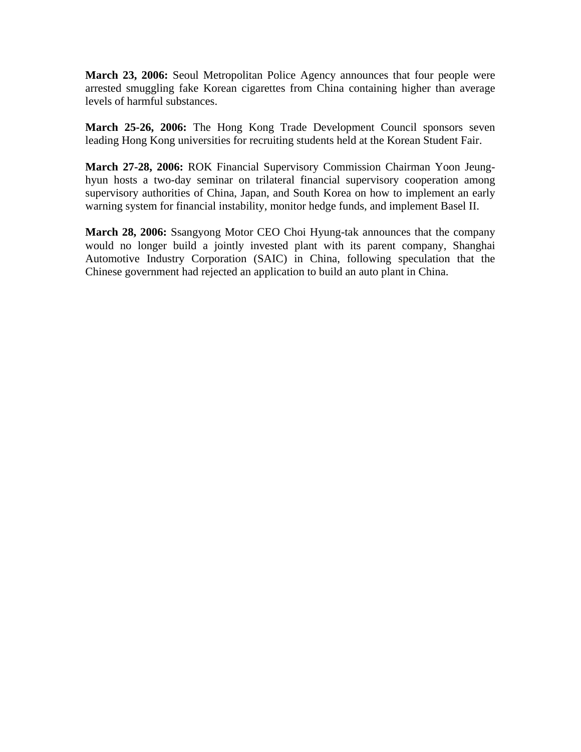**March 23, 2006:** Seoul Metropolitan Police Agency announces that four people were arrested smuggling fake Korean cigarettes from China containing higher than average levels of harmful substances.

**March 25-26, 2006:** The Hong Kong Trade Development Council sponsors seven leading Hong Kong universities for recruiting students held at the Korean Student Fair.

**March 27-28, 2006:** ROK Financial Supervisory Commission Chairman Yoon Jeung-hyun hosts a two-day seminar on trilateral financial supervisory cooperation among supervisory authorities of China, Japan, and South Korea on how to implement an early warning system for financial instability, monitor hedge funds, and implement Basel II.

**March 28, 2006:** Ssangyong Motor CEO Choi Hyung-tak announces that the company would no longer build a jointly invested plant with its parent company, Shanghai Automotive Industry Corporation (SAIC) in China, following speculation that the Chinese government had rejected an application to build an auto plant in China.